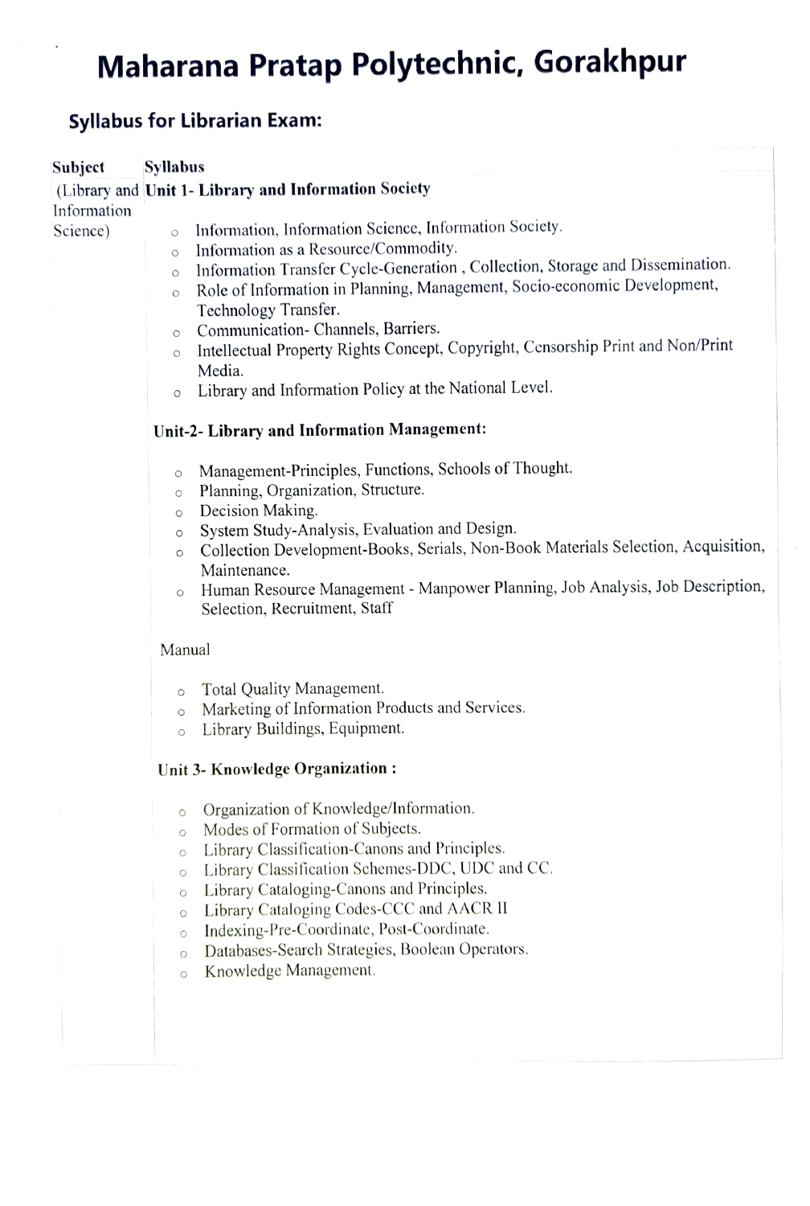# Maharana Pratap Polytechnic, Gorakhpur

## Syllabus for Librarian Exam:

| Subject | Syllabus |
|---|---|
| (Library and Information Science) | **Unit 1- Library and Information Society** |

**Unit 1- Library and Information Society**

- Information, Information Science, Information Society.
- Information as a Resource/Commodity.
- Information Transfer Cycle-Generation , Collection, Storage and Dissemination.
- Role of Information in Planning, Management, Socio-economic Development, Technology Transfer.
- Communication- Channels, Barriers.
- Intellectual Property Rights Concept, Copyright, Censorship Print and Non/Print Media.
- Library and Information Policy at the National Level.

**Unit-2- Library and Information Management:**

- Management-Principles, Functions, Schools of Thought.
- Planning, Organization, Structure.
- Decision Making.
- System Study-Analysis, Evaluation and Design.
- Collection Development-Books, Serials, Non-Book Materials Selection, Acquisition, Maintenance.
- Human Resource Management - Manpower Planning, Job Analysis, Job Description, Selection, Recruitment, Staff

Manual

- Total Quality Management.
- Marketing of Information Products and Services.
- Library Buildings, Equipment.

**Unit 3- Knowledge Organization :**

- Organization of Knowledge/Information.
- Modes of Formation of Subjects.
- Library Classification-Canons and Principles.
- Library Classification Schemes-DDC, UDC and CC.
- Library Cataloging-Canons and Principles.
- Library Cataloging Codes-CCC and AACR II
- Indexing-Pre-Coordinate, Post-Coordinate.
- Databases-Search Strategies, Boolean Operators.
- Knowledge Management.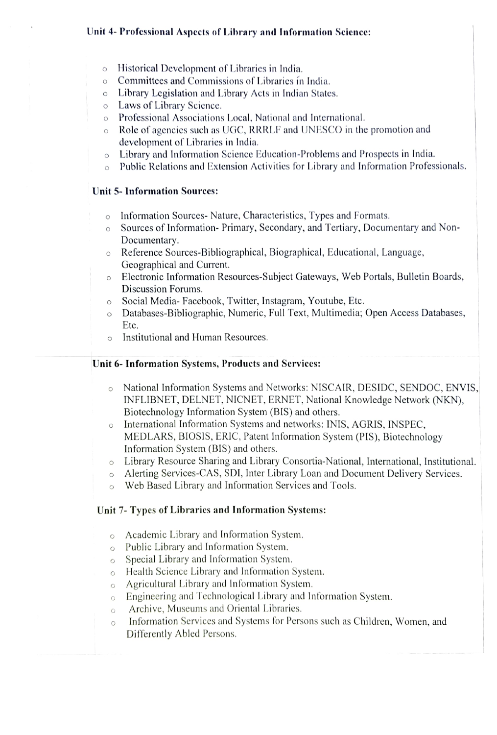**Unit 4- Professional Aspects of Library and Information Science:**

- Historical Development of Libraries in India.
- Committees and Commissions of Libraries in India.
- Library Legislation and Library Acts in Indian States.
- Laws of Library Science.
- Professional Associations Local, National and International.
- Role of agencies such as UGC, RRRLF and UNESCO in the promotion and development of Libraries in India.
- Library and Information Science Education-Problems and Prospects in India.
- Public Relations and Extension Activities for Library and Information Professionals.

**Unit 5- Information Sources:**

- Information Sources- Nature, Characteristics, Types and Formats.
- Sources of Information- Primary, Secondary, and Tertiary, Documentary and Non-Documentary.
- Reference Sources-Bibliographical, Biographical, Educational, Language, Geographical and Current.
- Electronic Information Resources-Subject Gateways, Web Portals, Bulletin Boards, Discussion Forums.
- Social Media- Facebook, Twitter, Instagram, Youtube, Etc.
- Databases-Bibliographic, Numeric, Full Text, Multimedia; Open Access Databases, Etc.
- Institutional and Human Resources.

**Unit 6- Information Systems, Products and Services:**

- National Information Systems and Networks: NISCAIR, DESIDC, SENDOC, ENVIS, INFLIBNET, DELNET, NICNET, ERNET, National Knowledge Network (NKN), Biotechnology Information System (BIS) and others.
- International Information Systems and networks: INIS, AGRIS, INSPEC, MEDLARS, BIOSIS, ERIC, Patent Information System (PIS), Biotechnology Information System (BIS) and others.
- Library Resource Sharing and Library Consortia-National, International, Institutional.
- Alerting Services-CAS, SDI, Inter Library Loan and Document Delivery Services.
- Web Based Library and Information Services and Tools.

**Unit 7- Types of Libraries and Information Systems:**

- Academic Library and Information System.
- Public Library and Information System.
- Special Library and Information System.
- Health Science Library and Information System.
- Agricultural Library and Information System.
- Engineering and Technological Library and Information System.
- Archive, Museums and Oriental Libraries.
- Information Services and Systems for Persons such as Children, Women, and Differently Abled Persons.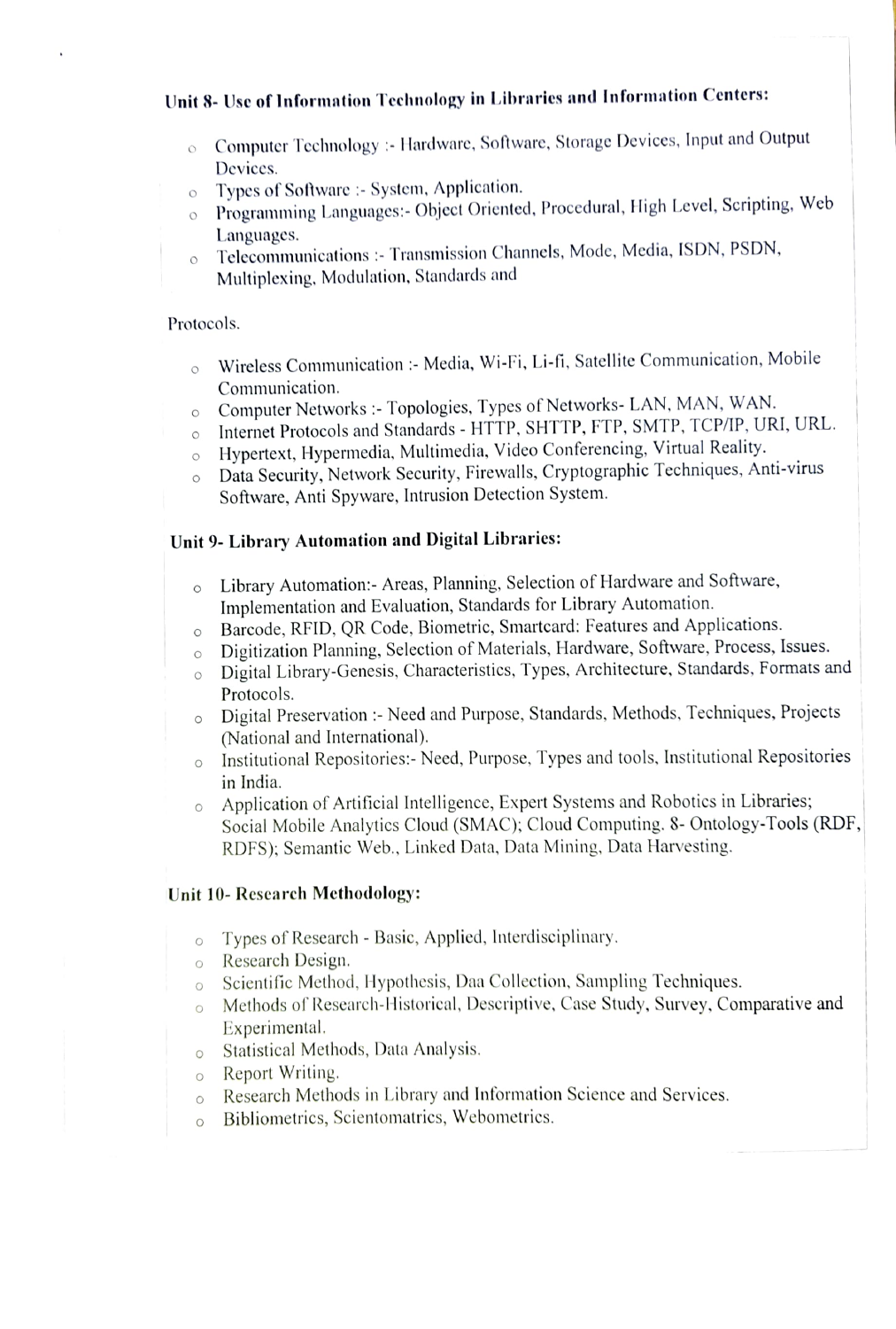**Unit 8- Use of Information Technology in Libraries and Information Centers:**

- Computer Technology :- Hardware, Software, Storage Devices, Input and Output Devices.
- Types of Software :- System, Application.
- Programming Languages:- Object Oriented, Procedural, High Level, Scripting, Web Languages.
- Telecommunications :- Transmission Channels, Mode, Media, ISDN, PSDN, Multiplexing, Modulation, Standards and

Protocols.

- Wireless Communication :- Media, Wi-Fi, Li-fi, Satellite Communication, Mobile Communication.
- Computer Networks :- Topologies, Types of Networks- LAN, MAN, WAN.
- Internet Protocols and Standards - HTTP, SHTTP, FTP, SMTP, TCP/IP, URI, URL.
- Hypertext, Hypermedia, Multimedia, Video Conferencing, Virtual Reality.
- Data Security, Network Security, Firewalls, Cryptographic Techniques, Anti-virus Software, Anti Spyware, Intrusion Detection System.

**Unit 9- Library Automation and Digital Libraries:**

- Library Automation:- Areas, Planning, Selection of Hardware and Software, Implementation and Evaluation, Standards for Library Automation.
- Barcode, RFID, QR Code, Biometric, Smartcard: Features and Applications.
- Digitization Planning, Selection of Materials, Hardware, Software, Process, Issues.
- Digital Library-Genesis, Characteristics, Types, Architecture, Standards, Formats and Protocols.
- Digital Preservation :- Need and Purpose, Standards, Methods, Techniques, Projects (National and International).
- Institutional Repositories:- Need, Purpose, Types and tools, Institutional Repositories in India.
- Application of Artificial Intelligence, Expert Systems and Robotics in Libraries; Social Mobile Analytics Cloud (SMAC); Cloud Computing. 8- Ontology-Tools (RDF, RDFS); Semantic Web., Linked Data, Data Mining, Data Harvesting.

**Unit 10- Research Methodology:**

- Types of Research - Basic, Applied, Interdisciplinary.
- Research Design.
- Scientific Method, Hypothesis, Daa Collection, Sampling Techniques.
- Methods of Research-Historical, Descriptive, Case Study, Survey, Comparative and Experimental.
- Statistical Methods, Data Analysis.
- Report Writing.
- Research Methods in Library and Information Science and Services.
- Bibliometrics, Scientomatrics, Webometrics.